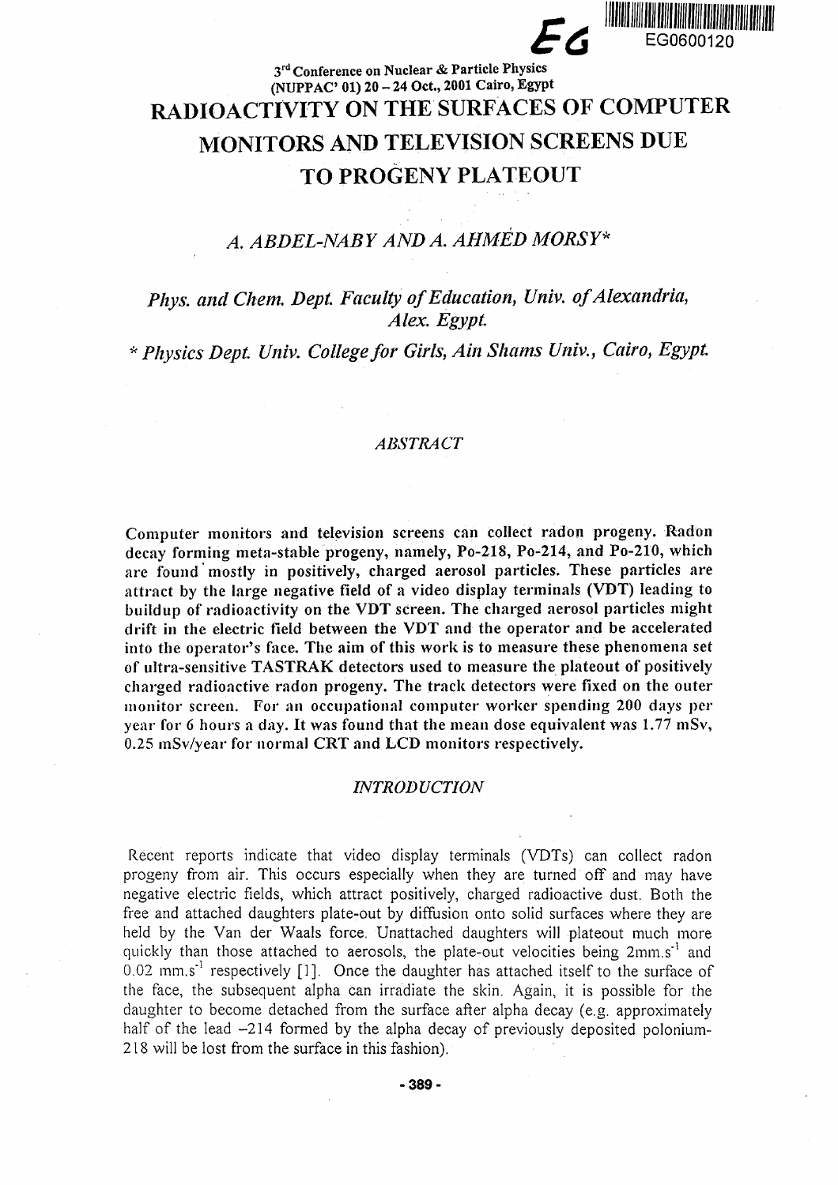3rd Conference on Nuclear & Particle Physics
(NUPPAC' 01) 20 – 24 Oct., 2001 Cairo, Egypt

# RADIOACTIVITY ON THE SURFACES OF COMPUTER MONITORS AND TELEVISION SCREENS DUE TO PROGENY PLATEOUT

## *A. ABDEL-NABY AND A. AHMED MORSY\**

*Phys. and Chem. Dept. Faculty of Education, Univ. of Alexandria, Alex. Egypt.*

*\* Physics Dept. Univ. College for Girls, Ain Shams Univ., Cairo, Egypt.*

### *ABSTRACT*

**Computer monitors and television screens can collect radon progeny. Radon decay forming meta-stable progeny, namely, Po-218, Po-214, and Po-210, which are found mostly in positively, charged aerosol particles. These particles are attract by the large negative field of a video display terminals (VDT) leading to buildup of radioactivity on the VDT screen. The charged aerosol particles might drift in the electric field between the VDT and the operator and be accelerated into the operator's face. The aim of this work is to measure these phenomena set of ultra-sensitive TASTRAK detectors used to measure the plateout of positively charged radioactive radon progeny. The track detectors were fixed on the outer monitor screen. For an occupational computer worker spending 200 days per year for 6 hours a day. It was found that the mean dose equivalent was 1.77 mSv, 0.25 mSv/year for normal CRT and LCD monitors respectively.**

### *INTRODUCTION*

Recent reports indicate that video display terminals (VDTs) can collect radon progeny from air. This occurs especially when they are turned off and may have negative electric fields, which attract positively, charged radioactive dust. Both the free and attached daughters plate-out by diffusion onto solid surfaces where they are held by the Van der Waals force. Unattached daughters will plateout much more quickly than those attached to aerosols, the plate-out velocities being $2 \text{mm.s}^{-1}$ and $0.02 \text{ mm.s}^{-1}$ respectively [1]. Once the daughter has attached itself to the surface of the face, the subsequent alpha can irradiate the skin. Again, it is possible for the daughter to become detached from the surface after alpha decay (e.g. approximately half of the lead –214 formed by the alpha decay of previously deposited polonium-218 will be lost from the surface in this fashion).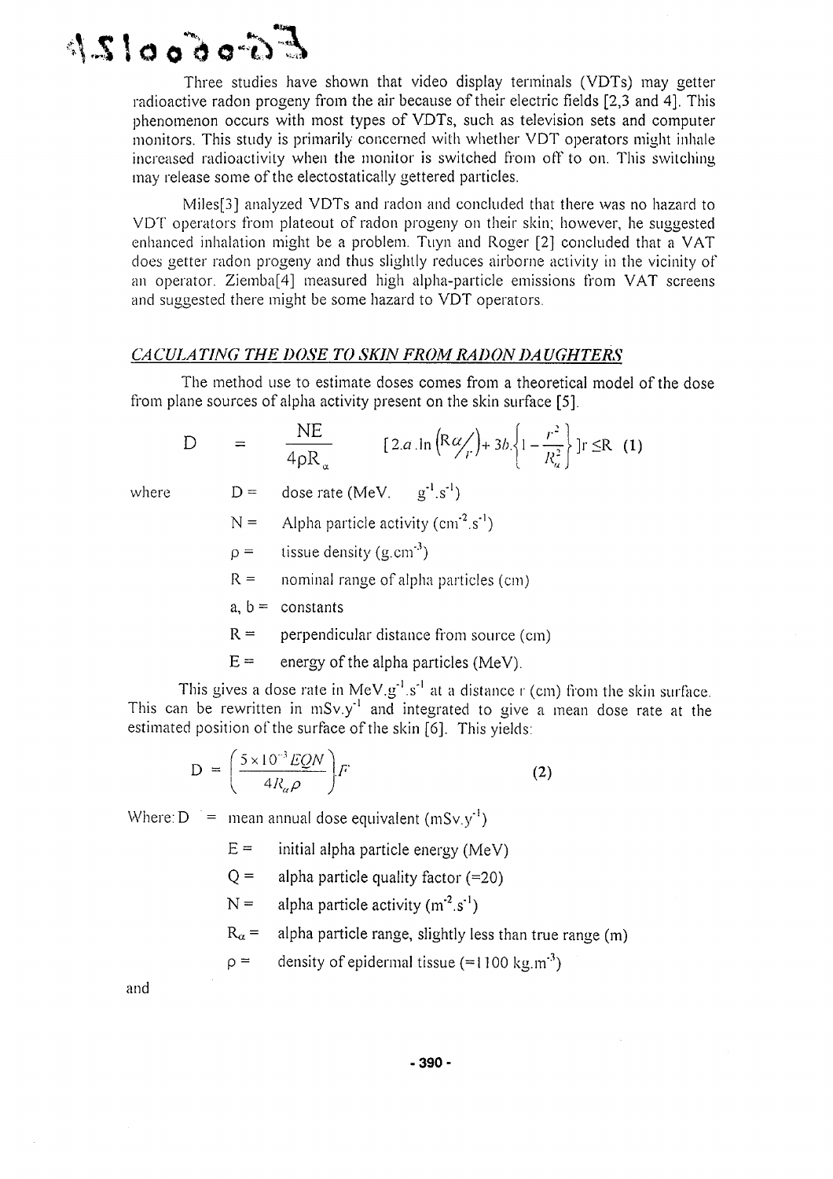Three studies have shown that video display terminals (VDTs) may getter radioactive radon progeny from the air because of their electric fields [2,3 and 4]. This phenomenon occurs with most types of VDTs, such as television sets and computer monitors. This study is primarily concerned with whether VDT operators might inhale increased radioactivity when the monitor is switched from off to on. This switching may release some of the electostatically gettered particles.

Miles[3] analyzed VDTs and radon and concluded that there was no hazard to VDT operators from plateout of radon progeny on their skin; however, he suggested enhanced inhalation might be a problem. Tuyn and Roger [2] concluded that a VAT does getter radon progeny and thus slightly reduces airborne activity in the vicinity of an operator. Ziemba[4] measured high alpha-particle emissions from VAT screens and suggested there might be some hazard to VDT operators.

## *CACULATING THE DOSE TO SKIN FROM RADON DAUGHTERS*

The method use to estimate doses comes from a theoretical model of the dose from plane sources of alpha activity present on the skin surface [5].

$$D = \frac{NE}{4\rho R_\alpha} \left[2.a.\ln\left(R\alpha/r\right) + 3b.\left\{1 - \frac{r^2}{R_\alpha^2}\right\}\right] r \leq R \quad (1)$$

where

- $D =$ dose rate ($MeV.\ g^{-1}.s^{-1}$)
- $N =$ Alpha particle activity ($cm^{-2}.s^{-1}$)
- $\rho =$ tissue density ($g.cm^{-3}$)
- $R =$ nominal range of alpha particles (cm)
- $a, b =$ constants
- $R =$ perpendicular distance from source (cm)
- $E =$ energy of the alpha particles (MeV).

This gives a dose rate in $MeV.g^{-1}.s^{-1}$ at a distance r (cm) from the skin surface. This can be rewritten in $mSv.y^{-1}$ and integrated to give a mean dose rate at the estimated position of the surface of the skin [6]. This yields:

$$D = \left(\frac{5 \times 10^{-3} EQN}{4R_\alpha \rho}\right) F \quad (2)$$

Where:

- $D =$ mean annual dose equivalent ($mSv.y^{-1}$)
- $E =$ initial alpha particle energy (MeV)
- $Q =$ alpha particle quality factor (=20)
- $N =$ alpha particle activity ($m^{-2}.s^{-1}$)
- $R_\alpha =$ alpha particle range, slightly less than true range (m)
- $\rho =$ density of epidermal tissue (=1100 $kg.m^{-3}$)

and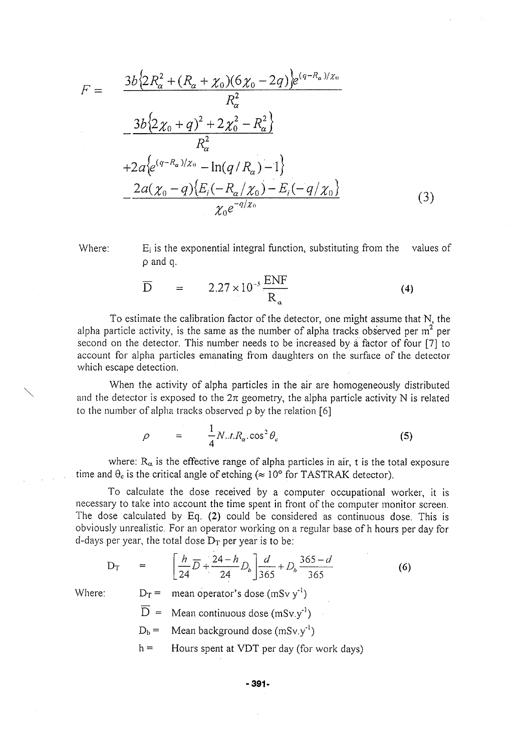$$F = \frac{3b\{2R_\alpha^2 + (R_\alpha + \chi_0)(6\chi_0 - 2q)\}e^{(q-R_\alpha)/\chi_0}}{R_\alpha^2} - \frac{3b\{(2\chi_0 + q)^2 + 2\chi_0^2 - R_\alpha^2\}}{R_\alpha^2} + 2a\{e^{(q-R_\alpha)/\chi_0} - \ln(q/R_\alpha) - 1\} - \frac{2a(\chi_0 - q)\{E_i(-R_\alpha/\chi_0) - E_i(-q/\chi_0)\}}{\chi_0 e^{-q/\chi_0}} \tag{3}$$

Where: $E_i$ is the exponential integral function, substituting from the values of ρ and q.

$$\overline{D} = 2.27 \times 10^{-5} \frac{ENF}{R_\alpha} \tag{4}$$

To estimate the calibration factor of the detector, one might assume that N, the alpha particle activity, is the same as the number of alpha tracks observed per $m^2$ per second on the detector. This number needs to be increased by a factor of four [7] to account for alpha particles emanating from daughters on the surface of the detector which escape detection.

When the activity of alpha particles in the air are homogeneously distributed and the detector is exposed to the 2π geometry, the alpha particle activity N is related to the number of alpha tracks observed ρ by the relation [6]

$$\rho = \frac{1}{4} N.t.R_\alpha.\cos^2\theta_c \tag{5}$$

where: $R_\alpha$ is the effective range of alpha particles in air, t is the total exposure time and $\theta_c$ is the critical angle of etching (≈ 10° for TASTRAK detector).

To calculate the dose received by a computer occupational worker, it is necessary to take into account the time spent in front of the computer monitor screen. The dose calculated by Eq. **(2)** could be considered as continuous dose. This is obviously unrealistic. For an operator working on a regular base of h hours per day for d-days per year, the total dose $D_T$ per year is to be:

$$D_T = \left[\frac{h}{24}\overline{D} + \frac{24-h}{24}D_b\right]\frac{d}{365} + D_b\frac{365-d}{365} \tag{6}$$

Where:

- $D_T$ = mean operator's dose (mSv $y^{-1}$)
- $\overline{D}$ = Mean continuous dose (mSv.$y^{-1}$)
- $D_b$ = Mean background dose (mSv.$y^{-1}$)
- h = Hours spent at VDT per day (for work days)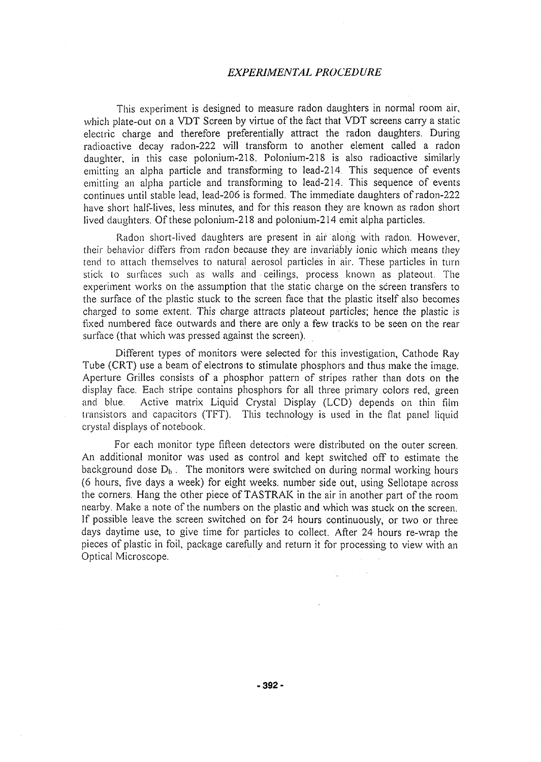## *EXPERIMENTAL PROCEDURE*

This experiment is designed to measure radon daughters in normal room air, which plate-out on a VDT Screen by virtue of the fact that VDT screens carry a static electric charge and therefore preferentially attract the radon daughters. During radioactive decay radon-222 will transform to another element called a radon daughter, in this case polonium-218. Polonium-218 is also radioactive similarly emitting an alpha particle and transforming to lead-214. This sequence of events emitting an alpha particle and transforming to lead-214. This sequence of events continues until stable lead, lead-206 is formed. The immediate daughters of radon-222 have short half-lives, less minutes, and for this reason they are known as radon short lived daughters. Of these polonium-218 and polonium-214 emit alpha particles.

Radon short-lived daughters are present in air along with radon. However, their behavior differs from radon because they are invariably ionic which means they tend to attach themselves to natural aerosol particles in air. These particles in turn stick to surfaces such as walls and ceilings, process known as plateout. The experiment works on the assumption that the static charge on the screen transfers to the surface of the plastic stuck to the screen face that the plastic itself also becomes charged to some extent. This charge attracts plateout particles; hence the plastic is fixed numbered face outwards and there are only a few tracks to be seen on the rear surface (that which was pressed against the screen).

Different types of monitors were selected for this investigation, Cathode Ray Tube (CRT) use a beam of electrons to stimulate phosphors and thus make the image. Aperture Grilles consists of a phosphor pattern of stripes rather than dots on the display face. Each stripe contains phosphors for all three primary colors red, green and blue. Active matrix Liquid Crystal Display (LCD) depends on thin film transistors and capacitors (TFT). This technology is used in the flat panel liquid crystal displays of notebook.

For each monitor type fifteen detectors were distributed on the outer screen. An additional monitor was used as control and kept switched off to estimate the background dose $D_b$. The monitors were switched on during normal working hours (6 hours, five days a week) for eight weeks. number side out, using Sellotape across the corners. Hang the other piece of TASTRAK in the air in another part of the room nearby. Make a note of the numbers on the plastic and which was stuck on the screen. If possible leave the screen switched on for 24 hours continuously, or two or three days daytime use, to give time for particles to collect. After 24 hours re-wrap the pieces of plastic in foil, package carefully and return it for processing to view with an Optical Microscope.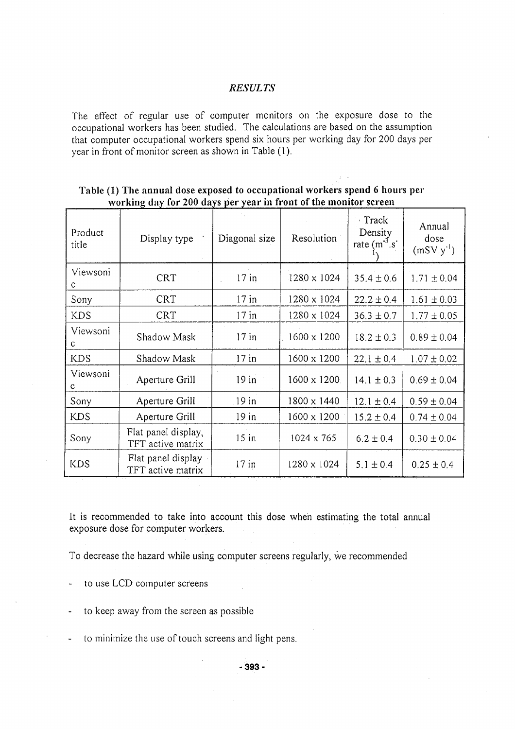## *RESULTS*

The effect of regular use of computer monitors on the exposure dose to the occupational workers has been studied. The calculations are based on the assumption that computer occupational workers spend six hours per working day for 200 days per year in front of monitor screen as shown in Table (1).

**Table (1) The annual dose exposed to occupational workers spend 6 hours per working day for 200 days per year in front of the monitor screen**

| Product title | Display type | Diagonal size | Resolution | Track Density rate ($m^{-3}.s^{-1}$) | Annual dose ($mSV.y^{-1}$) |
|---|---|---|---|---|---|
| Viewsonic | CRT | 17 in | 1280 x 1024 | $35.4 \pm 0.6$ | $1.71 \pm 0.04$ |
| Sony | CRT | 17 in | 1280 x 1024 | $22.2 \pm 0.4$ | $1.61 \pm 0.03$ |
| KDS | CRT | 17 in | 1280 x 1024 | $36.3 \pm 0.7$ | $1.77 \pm 0.05$ |
| Viewsonic | Shadow Mask | 17 in | 1600 x 1200 | $18.2 \pm 0.3$ | $0.89 \pm 0.04$ |
| KDS | Shadow Mask | 17 in | 1600 x 1200 | $22.1 \pm 0.4$ | $1.07 \pm 0.02$ |
| Viewsonic | Aperture Grill | 19 in | 1600 x 1200 | $14.1 \pm 0.3$ | $0.69 \pm 0.04$ |
| Sony | Aperture Grill | 19 in | 1800 x 1440 | $12.1 \pm 0.4$ | $0.59 \pm 0.04$ |
| KDS | Aperture Grill | 19 in | 1600 x 1200 | $15.2 \pm 0.4$ | $0.74 \pm 0.04$ |
| Sony | Flat panel display, TFT active matrix | 15 in | 1024 x 765 | $6.2 \pm 0.4$ | $0.30 \pm 0.04$ |
| KDS | Flat panel display TFT active matrix | 17 in | 1280 x 1024 | $5.1 \pm 0.4$ | $0.25 \pm 0.4$ |

It is recommended to take into account this dose when estimating the total annual exposure dose for computer workers.

To decrease the hazard while using computer screens regularly, we recommended

- to use LCD computer screens
- to keep away from the screen as possible
- to minimize the use of touch screens and light pens.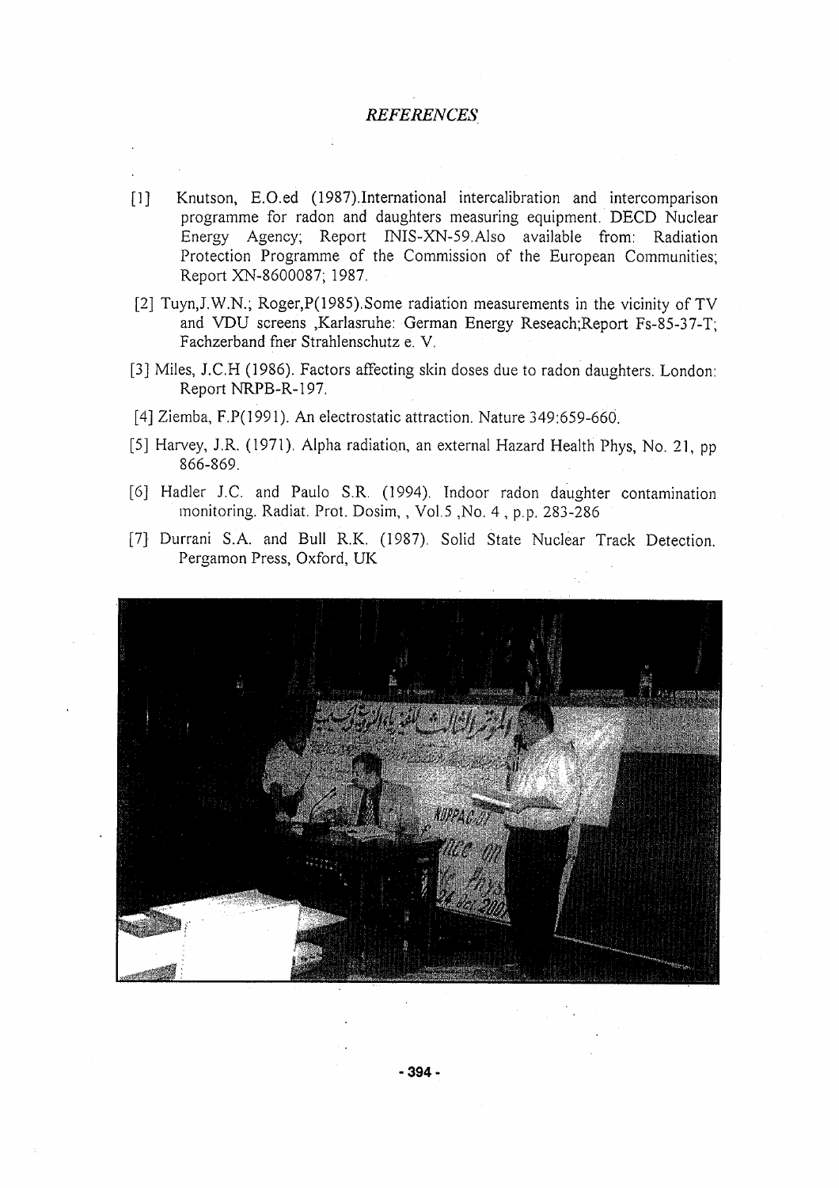*REFERENCES*

[1] Knutson, E.O.ed (1987).International intercalibration and intercomparison programme for radon and daughters measuring equipment. DECD Nuclear Energy Agency; Report INIS-XN-59.Also available from: Radiation Protection Programme of the Commission of the European Communities; Report XN-8600087; 1987.

[2] Tuyn,J.W.N.; Roger,P(1985).Some radiation measurements in the vicinity of TV and VDU screens ,Karlasruhe: German Energy Reseach;Report Fs-85-37-T; Fachzerband fner Strahlenschutz e. V.

[3] Miles, J.C.H (1986). Factors affecting skin doses due to radon daughters. London: Report NRPB-R-197.

[4] Ziemba, F.P(1991). An electrostatic attraction. Nature 349:659-660.

[5] Harvey, J.R. (1971). Alpha radiation, an external Hazard Health Phys, No. 21, pp 866-869.

[6] Hadler J.C. and Paulo S.R. (1994). Indoor radon daughter contamination monitoring. Radiat. Prot. Dosim, , Vol.5 ,No. 4 , p.p. 283-286

[7] Durrani S.A. and Bull R.K. (1987). Solid State Nuclear Track Detection. Pergamon Press, Oxford, UK